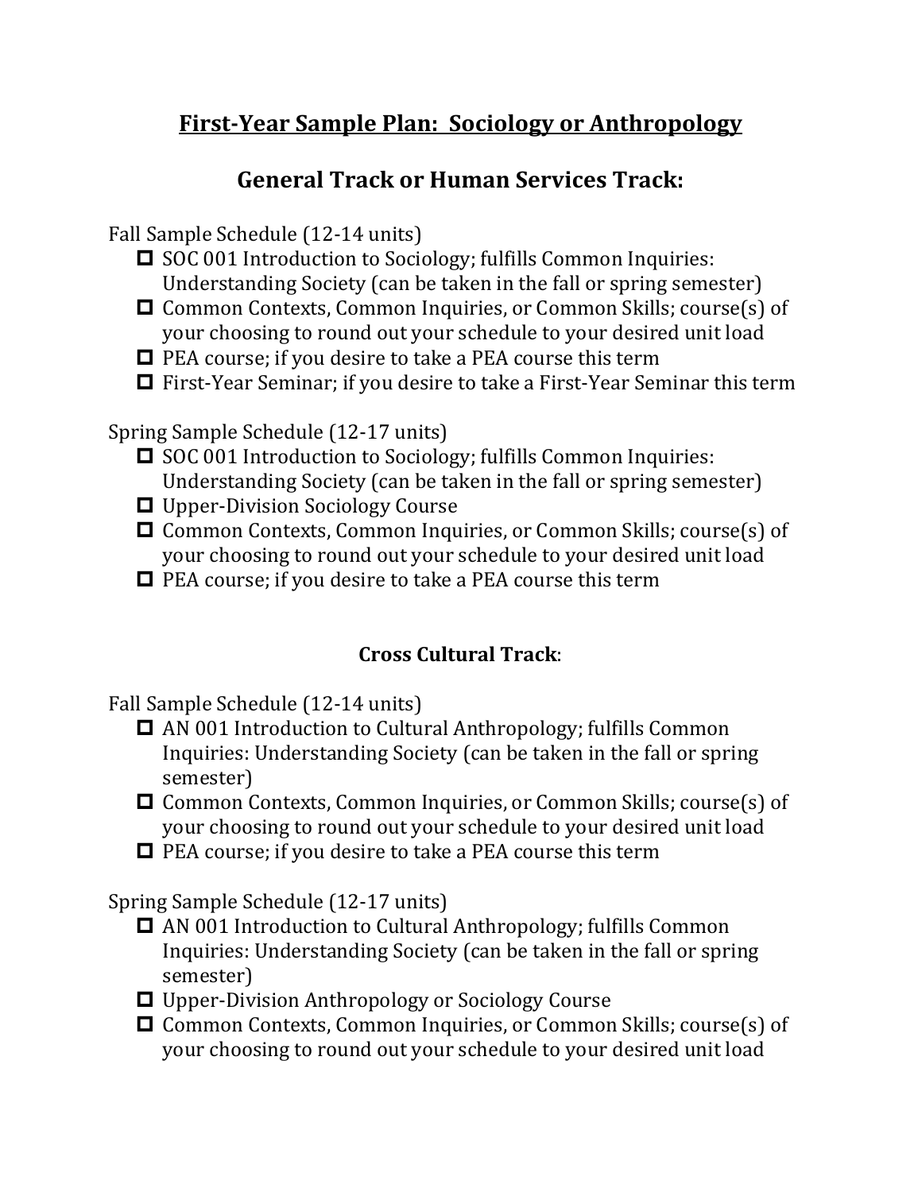# First-Year Sample Plan: Sociology or Anthropology

## General Track or Human Services Track:

Fall Sample Schedule (12-14 units)

- [ ] SOC 001 Introduction to Sociology; fulfills Common Inquiries: Understanding Society (can be taken in the fall or spring semester)
- [ ] Common Contexts, Common Inquiries, or Common Skills; course(s) of your choosing to round out your schedule to your desired unit load
- [ ] PEA course; if you desire to take a PEA course this term
- [ ] First-Year Seminar; if you desire to take a First-Year Seminar this term

Spring Sample Schedule (12-17 units)

- [ ] SOC 001 Introduction to Sociology; fulfills Common Inquiries: Understanding Society (can be taken in the fall or spring semester)
- [ ] Upper-Division Sociology Course
- [ ] Common Contexts, Common Inquiries, or Common Skills; course(s) of your choosing to round out your schedule to your desired unit load
- [ ] PEA course; if you desire to take a PEA course this term

### Cross Cultural Track:

Fall Sample Schedule (12-14 units)

- [ ] AN 001 Introduction to Cultural Anthropology; fulfills Common Inquiries: Understanding Society (can be taken in the fall or spring semester)
- [ ] Common Contexts, Common Inquiries, or Common Skills; course(s) of your choosing to round out your schedule to your desired unit load
- [ ] PEA course; if you desire to take a PEA course this term

Spring Sample Schedule (12-17 units)

- [ ] AN 001 Introduction to Cultural Anthropology; fulfills Common Inquiries: Understanding Society (can be taken in the fall or spring semester)
- [ ] Upper-Division Anthropology or Sociology Course
- [ ] Common Contexts, Common Inquiries, or Common Skills; course(s) of your choosing to round out your schedule to your desired unit load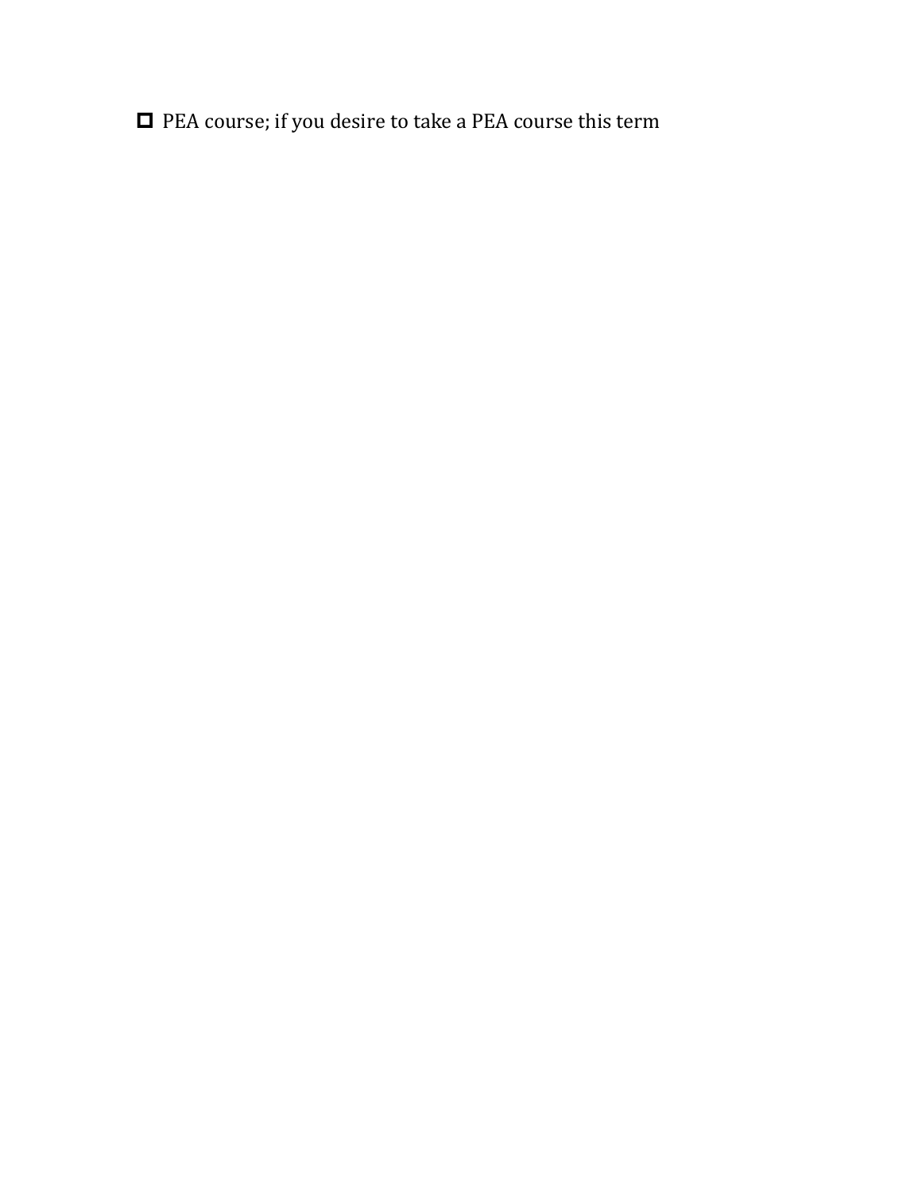- [ ] PEA course; if you desire to take a PEA course this term